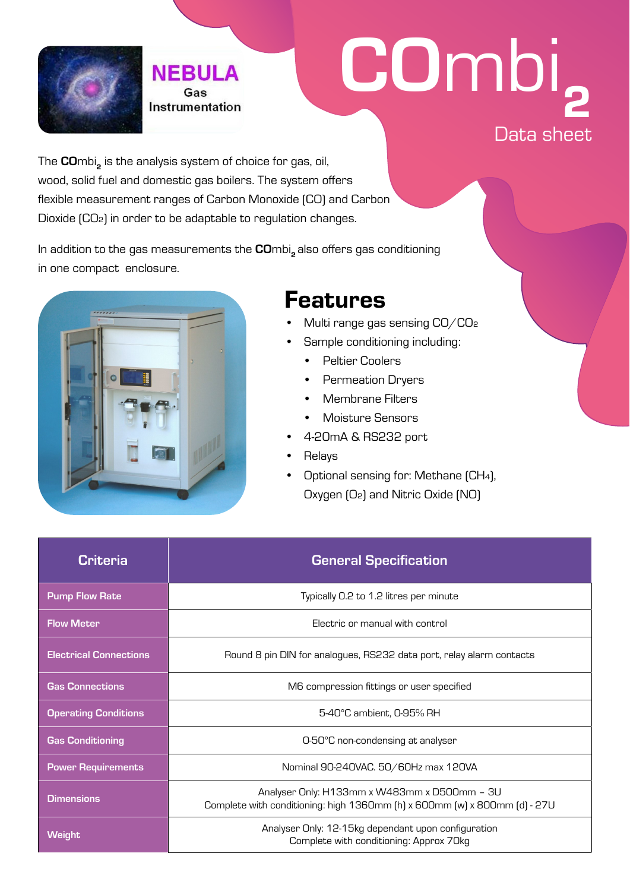**NEBULA** Gas Instrumentation

# $\textbf{CO}$mbi$_2$

Data sheet

The **CO**mbi$_2$ is the analysis system of choice for gas, oil, wood, solid fuel and domestic gas boilers. The system offers flexible measurement ranges of Carbon Monoxide (CO) and Carbon Dioxide ($CO_2$) in order to be adaptable to regulation changes.

In addition to the gas measurements the **CO**mbi$_2$ also offers gas conditioning in one compact enclosure.

## Features

- Multi range gas sensing CO/$CO_2$
- Sample conditioning including:
  - Peltier Coolers
  - Permeation Dryers
  - Membrane Filters
  - Moisture Sensors
- 4-20mA & RS232 port
- Relays
- Optional sensing for: Methane ($CH_4$), Oxygen ($O_2$) and Nitric Oxide (NO)

| Criteria | General Specification |
|---|---|
| Pump Flow Rate | Typically 0.2 to 1.2 litres per minute |
| Flow Meter | Electric or manual with control |
| Electrical Connections | Round 8 pin DIN for analogues, RS232 data port, relay alarm contacts |
| Gas Connections | M6 compression fittings or user specified |
| Operating Conditions | 5-40°C ambient, 0-95% RH |
| Gas Conditioning | 0-50°C non-condensing at analyser |
| Power Requirements | Nominal 90-240VAC. 50/60Hz max 120VA |
| Dimensions | Analyser Only: H133mm x W483mm x D500mm – 3U<br>Complete with conditioning: high 1360mm (h) x 600mm (w) x 800mm (d) - 27U |
| Weight | Analyser Only: 12-15kg dependant upon configuration<br>Complete with conditioning: Approx 70kg |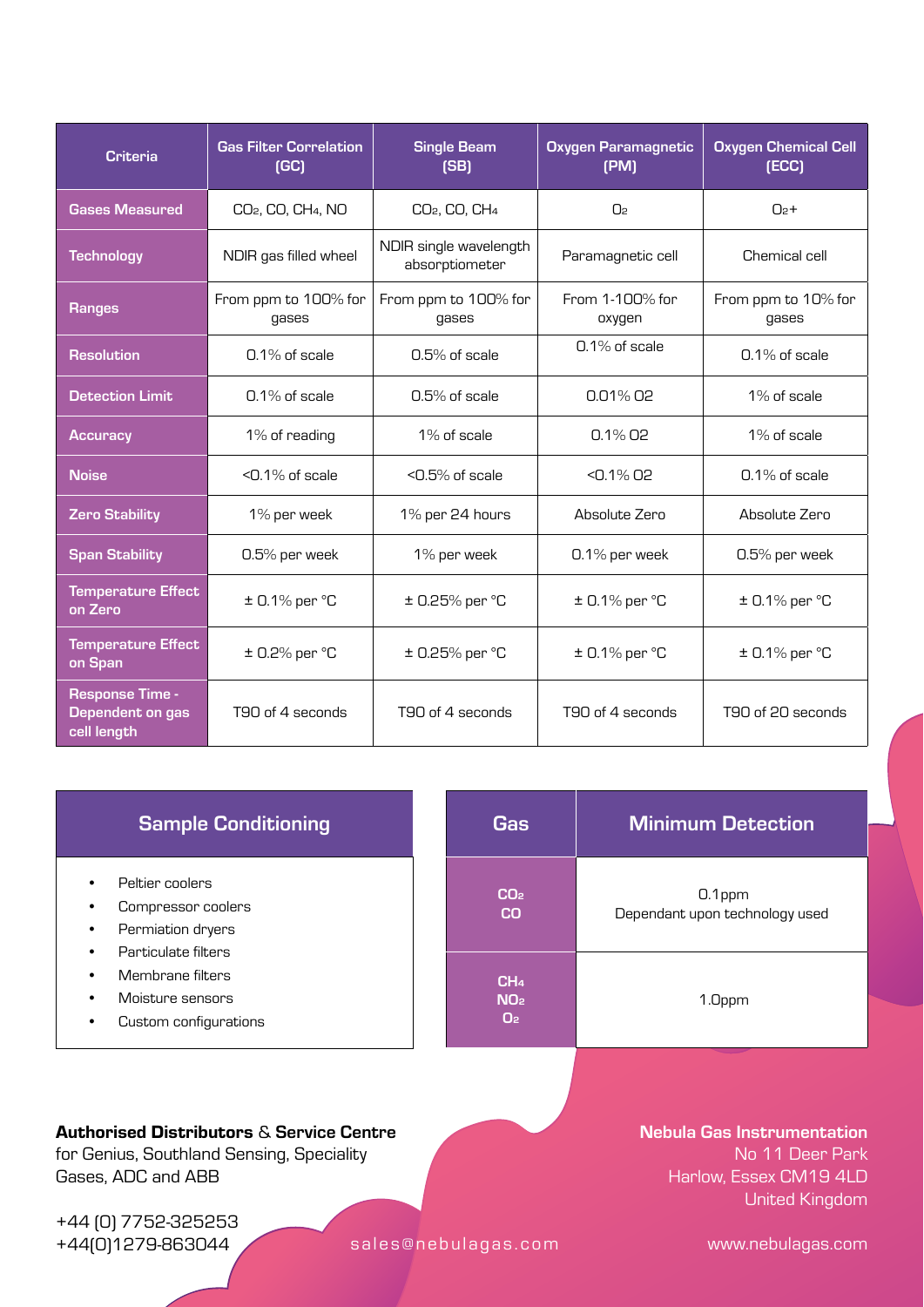| Criteria | Gas Filter Correlation (GC) | Single Beam (SB) | Oxygen Paramagnetic (PM) | Oxygen Chemical Cell (ECC) |
| --- | --- | --- | --- | --- |
| **Gases Measured** | $CO_2$, CO, $CH_4$, NO | $CO_2$, CO, $CH_4$ | $O_2$ | $O_2$+ |
| **Technology** | NDIR gas filled wheel | NDIR single wavelength absorptiometer | Paramagnetic cell | Chemical cell |
| **Ranges** | From ppm to 100% for gases | From ppm to 100% for gases | From 1-100% for oxygen | From ppm to 10% for gases |
| **Resolution** | 0.1% of scale | 0.5% of scale | 0.1% of scale | 0.1% of scale |
| **Detection Limit** | 0.1% of scale | 0.5% of scale | 0.01% O2 | 1% of scale |
| **Accuracy** | 1% of reading | 1% of scale | 0.1% O2 | 1% of scale |
| **Noise** | <0.1% of scale | <0.5% of scale | <0.1% O2 | 0.1% of scale |
| **Zero Stability** | 1% per week | 1% per 24 hours | Absolute Zero | Absolute Zero |
| **Span Stability** | 0.5% per week | 1% per week | 0.1% per week | 0.5% per week |
| **Temperature Effect on Zero** | ± 0.1% per °C | ± 0.25% per °C | ± 0.1% per °C | ± 0.1% per °C |
| **Temperature Effect on Span** | ± 0.2% per °C | ± 0.25% per °C | ± 0.1% per °C | ± 0.1% per °C |
| **Response Time - Dependent on gas cell length** | T90 of 4 seconds | T90 of 4 seconds | T90 of 4 seconds | T90 of 20 seconds |

## Sample Conditioning

- Peltier coolers
- Compressor coolers
- Permiation dryers
- Particulate filters
- Membrane filters
- Moisture sensors
- Custom configurations

| Gas | Minimum Detection |
| --- | --- |
| $CO_2$<br>CO | 0.1ppm<br>Dependant upon technology used |
| $CH_4$<br>$NO_2$<br>$O_2$ | 1.0ppm |

**Authorised Distributors** & **Service Centre**
for Genius, Southland Sensing, Speciality Gases, ADC and ABB

+44 (0) 7752-325253
+44(0)1279-863044

sales@nebulagas.com

**Nebula Gas Instrumentation**
No 11 Deer Park
Harlow, Essex CM19 4LD
United Kingdom

www.nebulagas.com